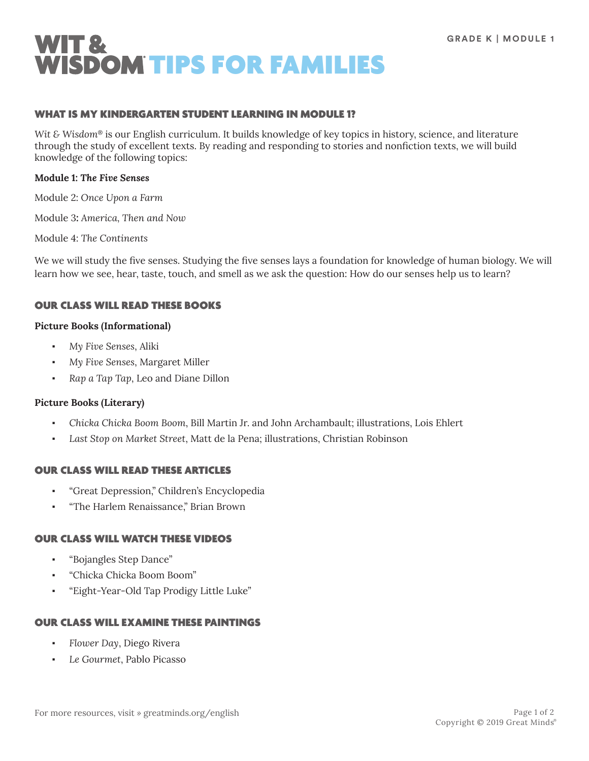# WIT & WISDOM® TIPS FOR FAMILIES

GRADE K | MODULE 1

## WHAT IS MY KINDERGARTEN STUDENT LEARNING IN MODULE 1?

*Wit & Wisdom®* is our English curriculum. It builds knowledge of key topics in history, science, and literature through the study of excellent texts. By reading and responding to stories and nonfiction texts, we will build knowledge of the following topics:

**Module 1: *The Five Senses***

Module 2: *Once Upon a Farm*

Module 3: *America, Then and Now*

Module 4: *The Continents*

We we will study the five senses. Studying the five senses lays a foundation for knowledge of human biology. We will learn how we see, hear, taste, touch, and smell as we ask the question: How do our senses help us to learn?

## OUR CLASS WILL READ THESE BOOKS

**Picture Books (Informational)**

- *My Five Senses*, Aliki
- *My Five Senses*, Margaret Miller
- *Rap a Tap Tap*, Leo and Diane Dillon

**Picture Books (Literary)**

- *Chicka Chicka Boom Boom*, Bill Martin Jr. and John Archambault; illustrations, Lois Ehlert
- *Last Stop on Market Street*, Matt de la Pena; illustrations, Christian Robinson

## OUR CLASS WILL READ THESE ARTICLES

- "Great Depression," Children's Encyclopedia
- "The Harlem Renaissance," Brian Brown

## OUR CLASS WILL WATCH THESE VIDEOS

- "Bojangles Step Dance"
- "Chicka Chicka Boom Boom"
- "Eight-Year-Old Tap Prodigy Little Luke"

## OUR CLASS WILL EXAMINE THESE PAINTINGS

- *Flower Day*, Diego Rivera
- *Le Gourmet*, Pablo Picasso

For more resources, visit » greatminds.org/english

Copyright © 2019 Great Minds®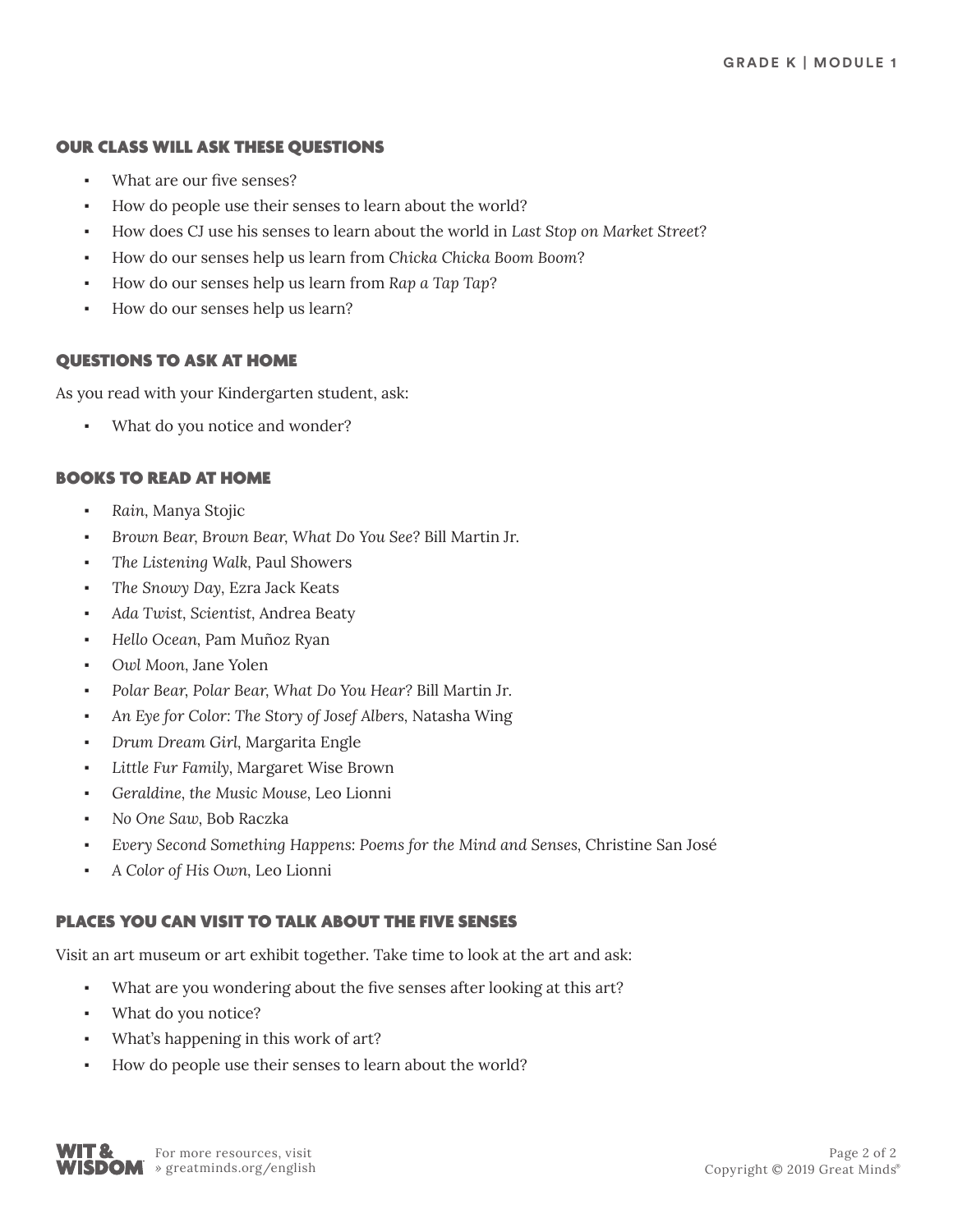## OUR CLASS WILL ASK THESE QUESTIONS

- What are our five senses?
- How do people use their senses to learn about the world?
- How does CJ use his senses to learn about the world in *Last Stop on Market Street*?
- How do our senses help us learn from *Chicka Chicka Boom Boom*?
- How do our senses help us learn from *Rap a Tap Tap*?
- How do our senses help us learn?

## QUESTIONS TO ASK AT HOME

As you read with your Kindergarten student, ask:

- What do you notice and wonder?

## BOOKS TO READ AT HOME

- *Rain*, Manya Stojic
- *Brown Bear, Brown Bear, What Do You See?* Bill Martin Jr.
- *The Listening Walk*, Paul Showers
- *The Snowy Day*, Ezra Jack Keats
- *Ada Twist, Scientist*, Andrea Beaty
- *Hello Ocean*, Pam Muñoz Ryan
- *Owl Moon*, Jane Yolen
- *Polar Bear, Polar Bear, What Do You Hear?* Bill Martin Jr.
- *An Eye for Color: The Story of Josef Albers*, Natasha Wing
- *Drum Dream Girl*, Margarita Engle
- *Little Fur Family*, Margaret Wise Brown
- *Geraldine, the Music Mouse*, Leo Lionni
- *No One Saw*, Bob Raczka
- *Every Second Something Happens: Poems for the Mind and Senses*, Christine San José
- *A Color of His Own*, Leo Lionni

## PLACES YOU CAN VISIT TO TALK ABOUT THE FIVE SENSES

Visit an art museum or art exhibit together. Take time to look at the art and ask:

- What are you wondering about the five senses after looking at this art?
- What do you notice?
- What's happening in this work of art?
- How do people use their senses to learn about the world?

For more resources, visit » greatminds.org/english

Copyright © 2019 Great Minds®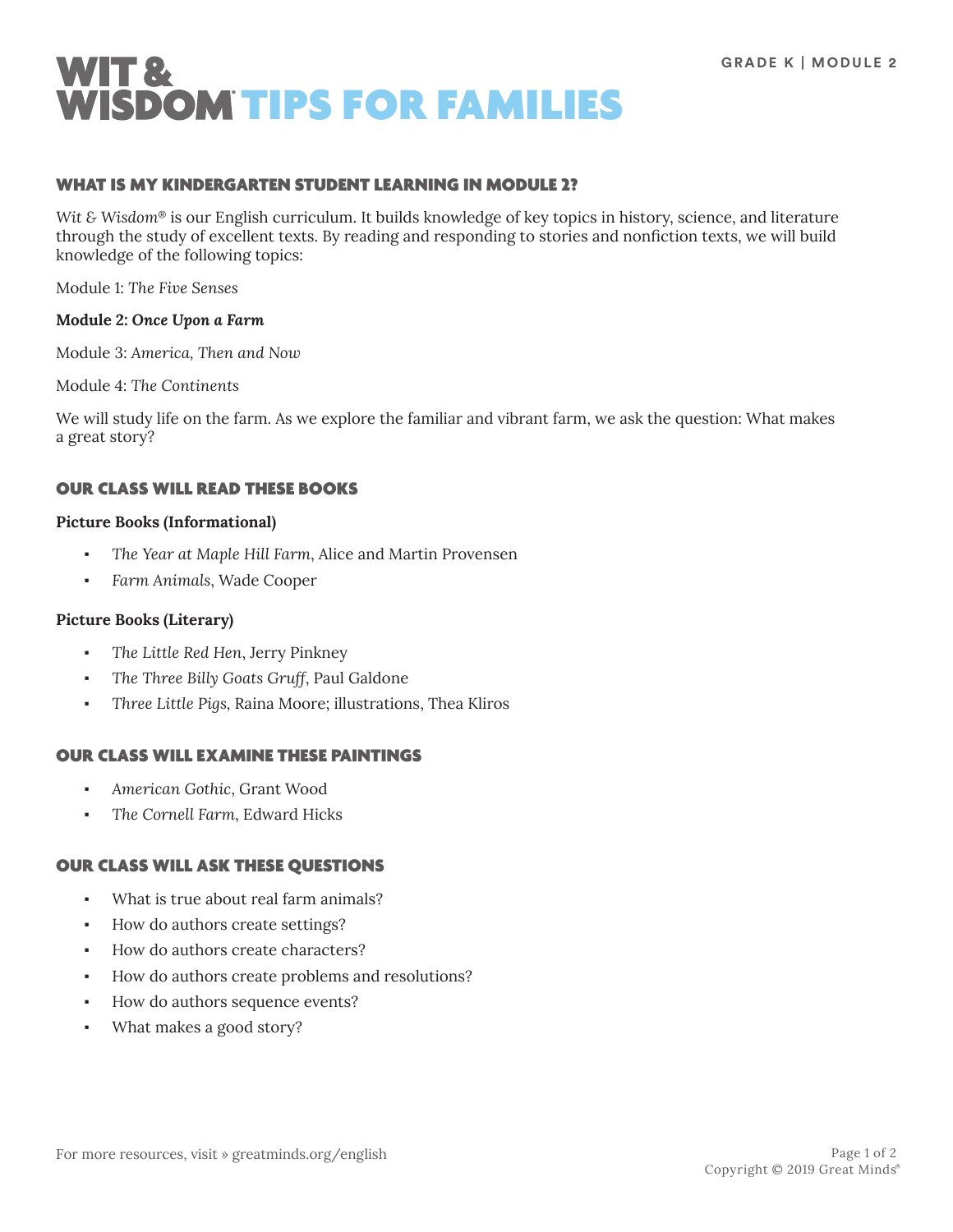GRADE K | MODULE 2

# WIT & WISDOM® TIPS FOR FAMILIES

## WHAT IS MY KINDERGARTEN STUDENT LEARNING IN MODULE 2?

*Wit & Wisdom®* is our English curriculum. It builds knowledge of key topics in history, science, and literature through the study of excellent texts. By reading and responding to stories and nonfiction texts, we will build knowledge of the following topics:

Module 1: *The Five Senses*

**Module 2: *Once Upon a Farm***

Module 3: *America, Then and Now*

Module 4: *The Continents*

We will study life on the farm. As we explore the familiar and vibrant farm, we ask the question: What makes a great story?

## OUR CLASS WILL READ THESE BOOKS

**Picture Books (Informational)**

- *The Year at Maple Hill Farm*, Alice and Martin Provensen
- *Farm Animals*, Wade Cooper

**Picture Books (Literary)**

- *The Little Red Hen*, Jerry Pinkney
- *The Three Billy Goats Gruff*, Paul Galdone
- *Three Little Pigs*, Raina Moore; illustrations, Thea Kliros

## OUR CLASS WILL EXAMINE THESE PAINTINGS

- *American Gothic*, Grant Wood
- *The Cornell Farm*, Edward Hicks

## OUR CLASS WILL ASK THESE QUESTIONS

- What is true about real farm animals?
- How do authors create settings?
- How do authors create characters?
- How do authors create problems and resolutions?
- How do authors sequence events?
- What makes a good story?

For more resources, visit » greatminds.org/english

Copyright © 2019 Great Minds®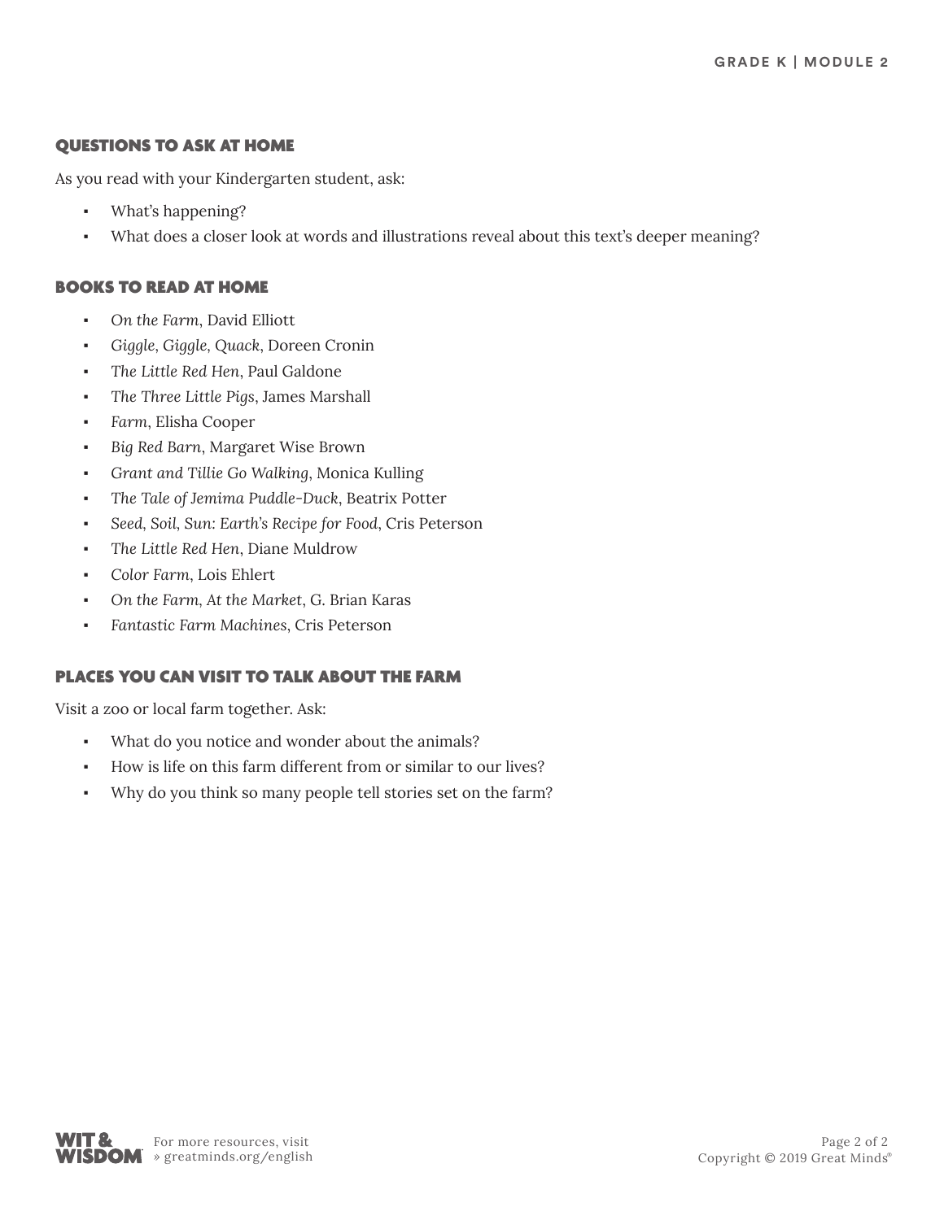## QUESTIONS TO ASK AT HOME

As you read with your Kindergarten student, ask:

- What's happening?
- What does a closer look at words and illustrations reveal about this text's deeper meaning?

## BOOKS TO READ AT HOME

- *On the Farm*, David Elliott
- *Giggle, Giggle, Quack*, Doreen Cronin
- *The Little Red Hen*, Paul Galdone
- *The Three Little Pigs*, James Marshall
- *Farm*, Elisha Cooper
- *Big Red Barn*, Margaret Wise Brown
- *Grant and Tillie Go Walking*, Monica Kulling
- *The Tale of Jemima Puddle-Duck*, Beatrix Potter
- *Seed, Soil, Sun: Earth's Recipe for Food*, Cris Peterson
- *The Little Red Hen*, Diane Muldrow
- *Color Farm*, Lois Ehlert
- *On the Farm, At the Market*, G. Brian Karas
- *Fantastic Farm Machines*, Cris Peterson

## PLACES YOU CAN VISIT TO TALK ABOUT THE FARM

Visit a zoo or local farm together. Ask:

- What do you notice and wonder about the animals?
- How is life on this farm different from or similar to our lives?
- Why do you think so many people tell stories set on the farm?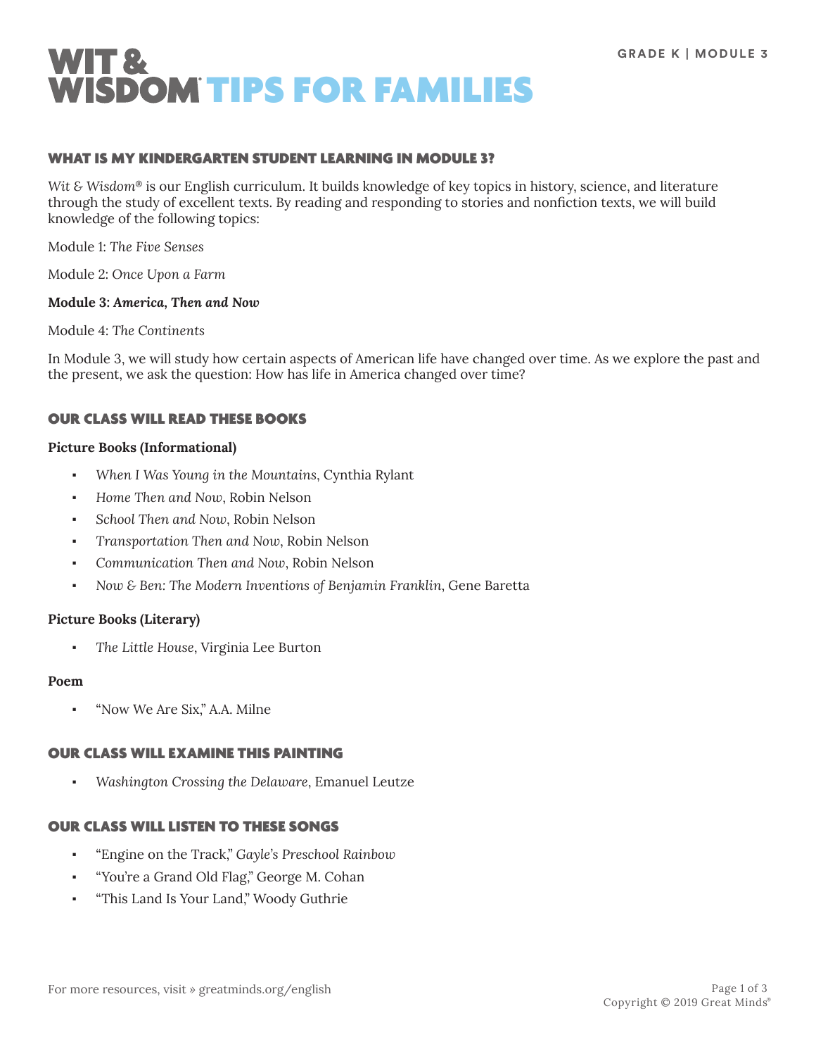# WIT & WISDOM® TIPS FOR FAMILIES

GRADE K | MODULE 3

## WHAT IS MY KINDERGARTEN STUDENT LEARNING IN MODULE 3?

*Wit & Wisdom®* is our English curriculum. It builds knowledge of key topics in history, science, and literature through the study of excellent texts. By reading and responding to stories and nonfiction texts, we will build knowledge of the following topics:

Module 1: *The Five Senses*

Module 2: *Once Upon a Farm*

**Module 3: *America, Then and Now***

Module 4: *The Continents*

In Module 3, we will study how certain aspects of American life have changed over time. As we explore the past and the present, we ask the question: How has life in America changed over time?

## OUR CLASS WILL READ THESE BOOKS

**Picture Books (Informational)**

- *When I Was Young in the Mountains*, Cynthia Rylant
- *Home Then and Now*, Robin Nelson
- *School Then and Now*, Robin Nelson
- *Transportation Then and Now*, Robin Nelson
- *Communication Then and Now*, Robin Nelson
- *Now & Ben: The Modern Inventions of Benjamin Franklin*, Gene Baretta

**Picture Books (Literary)**

- *The Little House*, Virginia Lee Burton

**Poem**

- "Now We Are Six," A.A. Milne

## OUR CLASS WILL EXAMINE THIS PAINTING

- *Washington Crossing the Delaware*, Emanuel Leutze

## OUR CLASS WILL LISTEN TO THESE SONGS

- "Engine on the Track," *Gayle's Preschool Rainbow*
- "You're a Grand Old Flag," George M. Cohan
- "This Land Is Your Land," Woody Guthrie

For more resources, visit » greatminds.org/english

Copyright © 2019 Great Minds®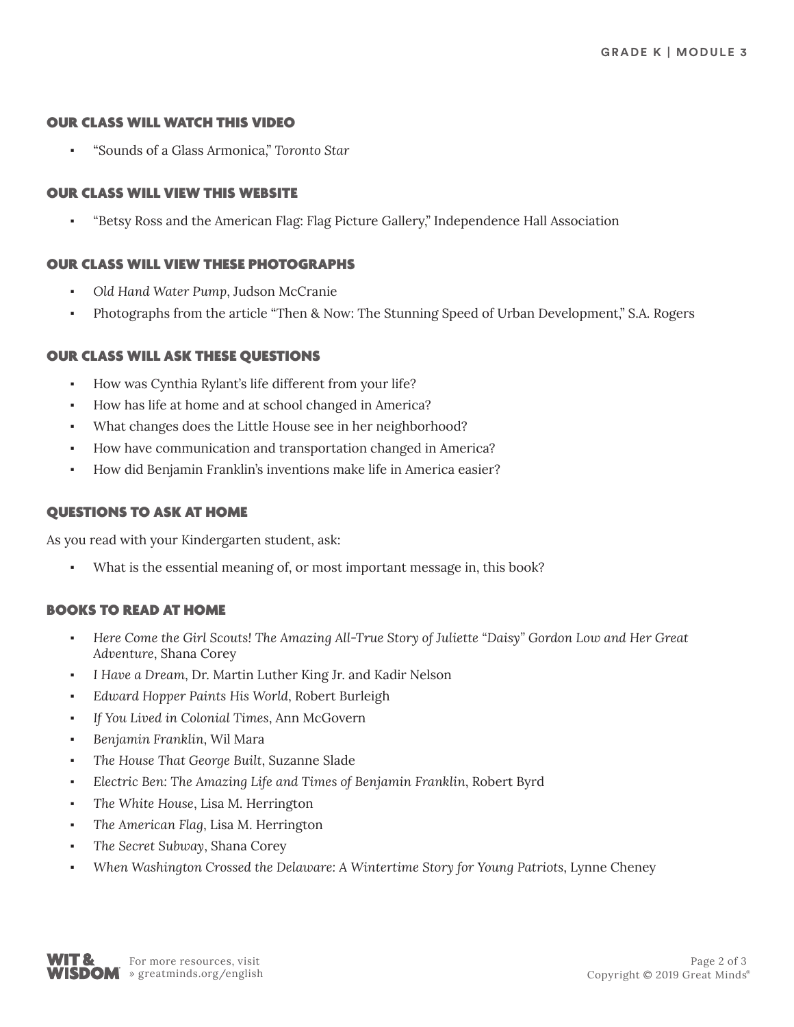## OUR CLASS WILL WATCH THIS VIDEO

- "Sounds of a Glass Armonica," *Toronto Star*

## OUR CLASS WILL VIEW THIS WEBSITE

- "Betsy Ross and the American Flag: Flag Picture Gallery," Independence Hall Association

## OUR CLASS WILL VIEW THESE PHOTOGRAPHS

- *Old Hand Water Pump*, Judson McCranie
- Photographs from the article "Then & Now: The Stunning Speed of Urban Development," S.A. Rogers

## OUR CLASS WILL ASK THESE QUESTIONS

- How was Cynthia Rylant's life different from your life?
- How has life at home and at school changed in America?
- What changes does the Little House see in her neighborhood?
- How have communication and transportation changed in America?
- How did Benjamin Franklin's inventions make life in America easier?

## QUESTIONS TO ASK AT HOME

As you read with your Kindergarten student, ask:

- What is the essential meaning of, or most important message in, this book?

## BOOKS TO READ AT HOME

- *Here Come the Girl Scouts! The Amazing All-True Story of Juliette "Daisy" Gordon Low and Her Great Adventure*, Shana Corey
- *I Have a Dream*, Dr. Martin Luther King Jr. and Kadir Nelson
- *Edward Hopper Paints His World*, Robert Burleigh
- *If You Lived in Colonial Times*, Ann McGovern
- *Benjamin Franklin*, Wil Mara
- *The House That George Built*, Suzanne Slade
- *Electric Ben: The Amazing Life and Times of Benjamin Franklin*, Robert Byrd
- *The White House*, Lisa M. Herrington
- *The American Flag*, Lisa M. Herrington
- *The Secret Subway*, Shana Corey
- *When Washington Crossed the Delaware: A Wintertime Story for Young Patriots*, Lynne Cheney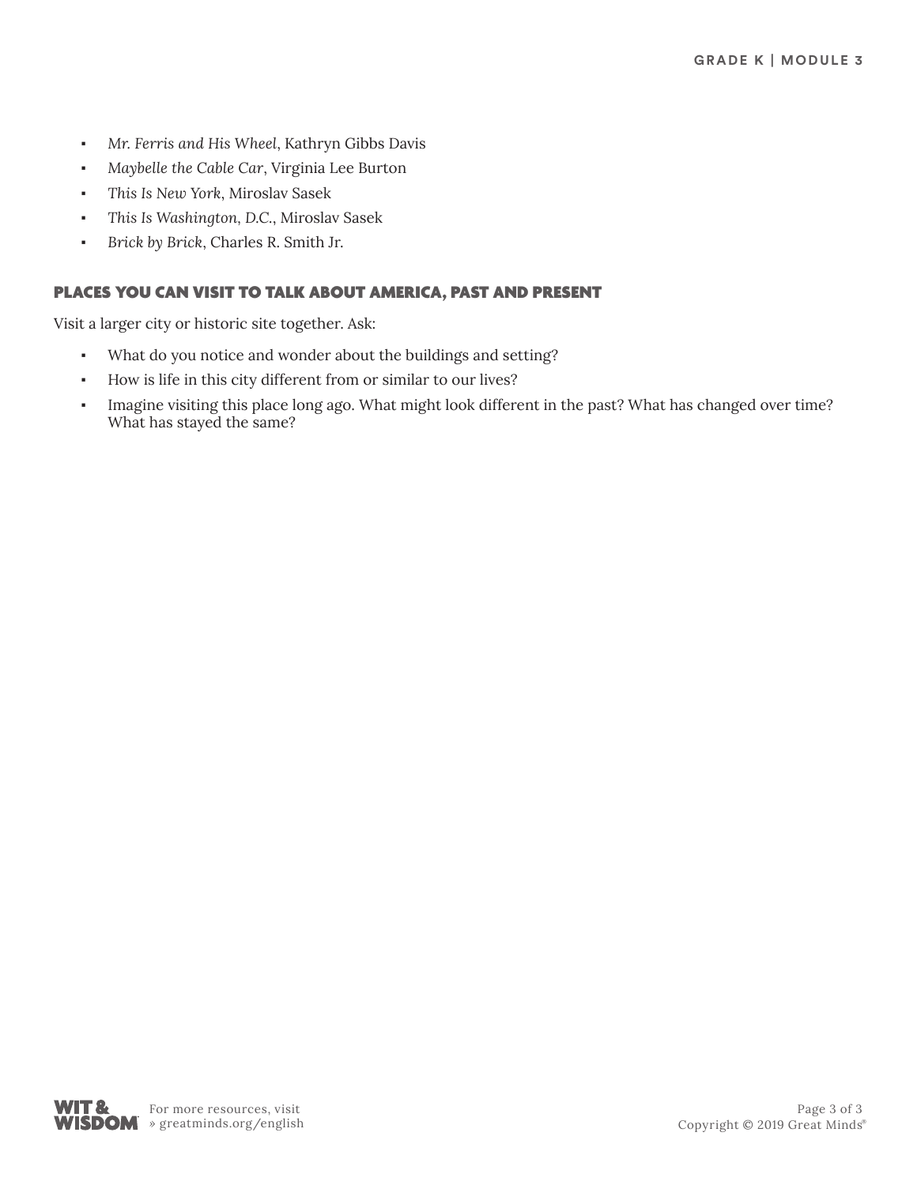- *Mr. Ferris and His Wheel*, Kathryn Gibbs Davis
- *Maybelle the Cable Car*, Virginia Lee Burton
- *This Is New York*, Miroslav Sasek
- *This Is Washington, D.C.*, Miroslav Sasek
- *Brick by Brick*, Charles R. Smith Jr.

## PLACES YOU CAN VISIT TO TALK ABOUT AMERICA, PAST AND PRESENT

Visit a larger city or historic site together. Ask:

- What do you notice and wonder about the buildings and setting?
- How is life in this city different from or similar to our lives?
- Imagine visiting this place long ago. What might look different in the past? What has changed over time? What has stayed the same?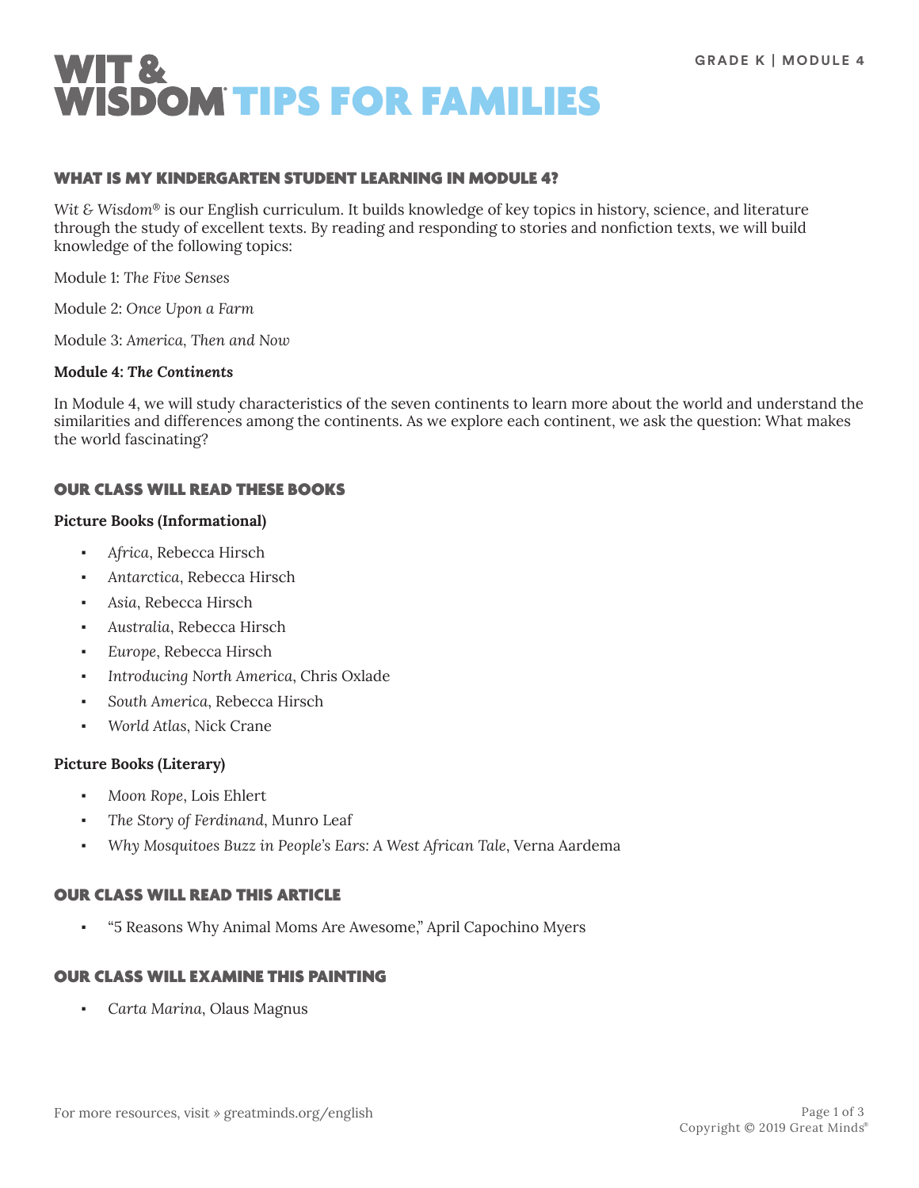# WIT & WISDOM TIPS FOR FAMILIES

GRADE K | MODULE 4

## WHAT IS MY KINDERGARTEN STUDENT LEARNING IN MODULE 4?

*Wit & Wisdom*® is our English curriculum. It builds knowledge of key topics in history, science, and literature through the study of excellent texts. By reading and responding to stories and nonfiction texts, we will build knowledge of the following topics:

Module 1: *The Five Senses*

Module 2: *Once Upon a Farm*

Module 3: *America, Then and Now*

**Module 4: *The Continents***

In Module 4, we will study characteristics of the seven continents to learn more about the world and understand the similarities and differences among the continents. As we explore each continent, we ask the question: What makes the world fascinating?

## OUR CLASS WILL READ THESE BOOKS

**Picture Books (Informational)**

- *Africa*, Rebecca Hirsch
- *Antarctica*, Rebecca Hirsch
- *Asia*, Rebecca Hirsch
- *Australia*, Rebecca Hirsch
- *Europe*, Rebecca Hirsch
- *Introducing North America*, Chris Oxlade
- *South America*, Rebecca Hirsch
- *World Atlas*, Nick Crane

**Picture Books (Literary)**

- *Moon Rope*, Lois Ehlert
- *The Story of Ferdinand*, Munro Leaf
- *Why Mosquitoes Buzz in People's Ears: A West African Tale*, Verna Aardema

## OUR CLASS WILL READ THIS ARTICLE

- "5 Reasons Why Animal Moms Are Awesome," April Capochino Myers

## OUR CLASS WILL EXAMINE THIS PAINTING

- *Carta Marina*, Olaus Magnus

For more resources, visit » greatminds.org/english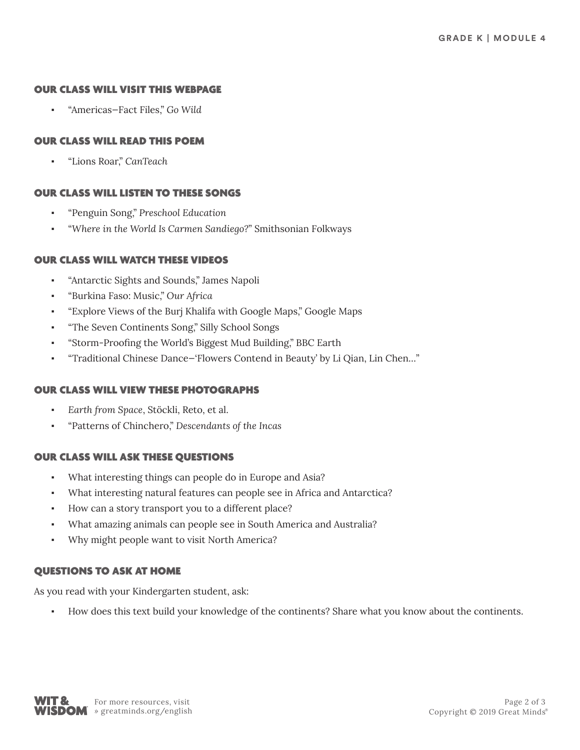### OUR CLASS WILL VISIT THIS WEBPAGE

- "Americas—Fact Files," *Go Wild*

### OUR CLASS WILL READ THIS POEM

- "Lions Roar," *CanTeach*

### OUR CLASS WILL LISTEN TO THESE SONGS

- "Penguin Song," *Preschool Education*
- "*Where in the World Is Carmen Sandiego?*" Smithsonian Folkways

### OUR CLASS WILL WATCH THESE VIDEOS

- "Antarctic Sights and Sounds," James Napoli
- "Burkina Faso: Music," *Our Africa*
- "Explore Views of the Burj Khalifa with Google Maps," Google Maps
- "The Seven Continents Song," Silly School Songs
- "Storm-Proofing the World's Biggest Mud Building," BBC Earth
- "Traditional Chinese Dance—'Flowers Contend in Beauty' by Li Qian, Lin Chen…"

### OUR CLASS WILL VIEW THESE PHOTOGRAPHS

- *Earth from Space*, Stöckli, Reto, et al.
- "Patterns of Chinchero," *Descendants of the Incas*

### OUR CLASS WILL ASK THESE QUESTIONS

- What interesting things can people do in Europe and Asia?
- What interesting natural features can people see in Africa and Antarctica?
- How can a story transport you to a different place?
- What amazing animals can people see in South America and Australia?
- Why might people want to visit North America?

### QUESTIONS TO ASK AT HOME

As you read with your Kindergarten student, ask:

- How does this text build your knowledge of the continents? Share what you know about the continents.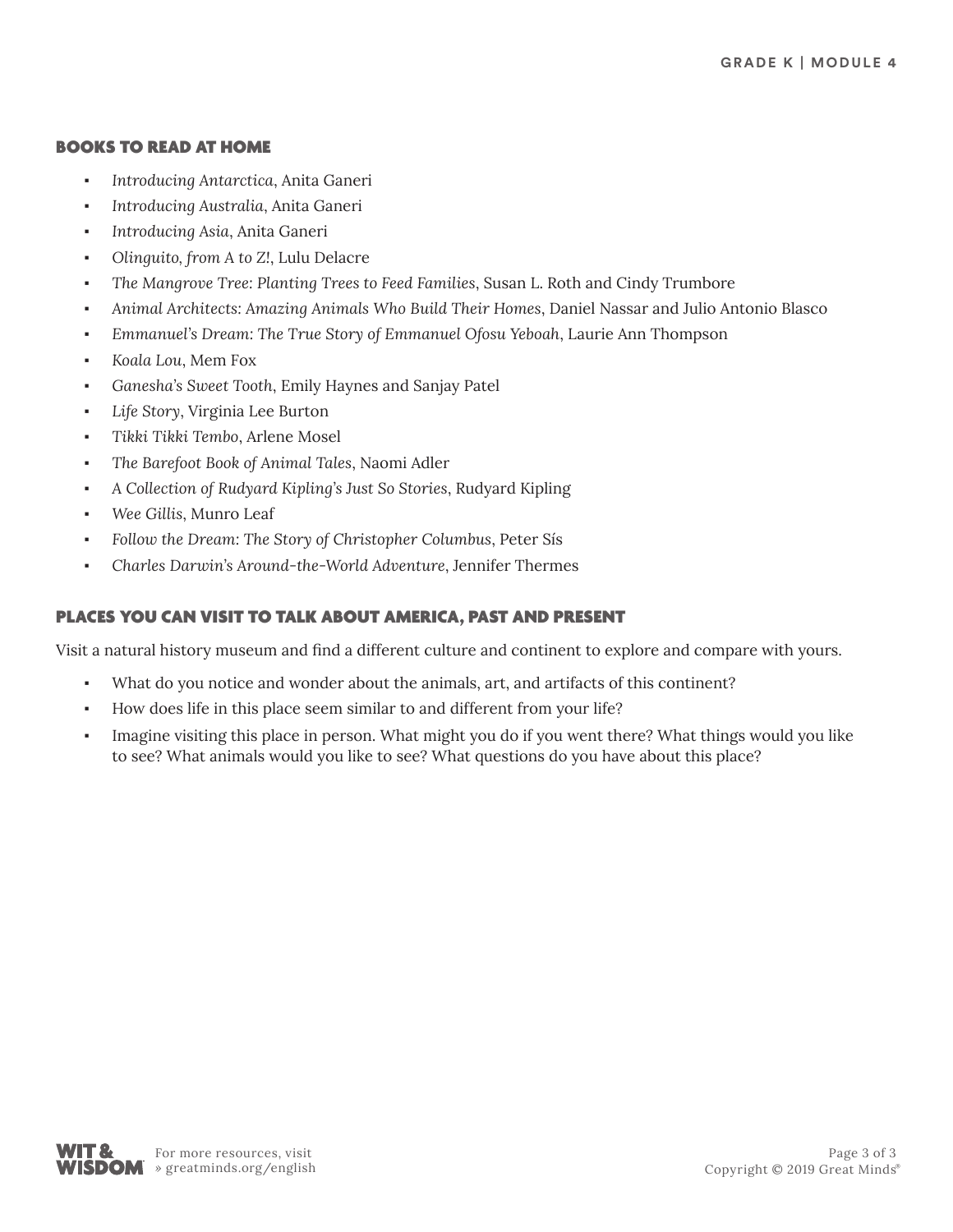## BOOKS TO READ AT HOME

- *Introducing Antarctica*, Anita Ganeri
- *Introducing Australia*, Anita Ganeri
- *Introducing Asia*, Anita Ganeri
- *Olinguito, from A to Z!*, Lulu Delacre
- *The Mangrove Tree: Planting Trees to Feed Families*, Susan L. Roth and Cindy Trumbore
- *Animal Architects: Amazing Animals Who Build Their Homes*, Daniel Nassar and Julio Antonio Blasco
- *Emmanuel's Dream: The True Story of Emmanuel Ofosu Yeboah*, Laurie Ann Thompson
- *Koala Lou*, Mem Fox
- *Ganesha's Sweet Tooth*, Emily Haynes and Sanjay Patel
- *Life Story*, Virginia Lee Burton
- *Tikki Tikki Tembo*, Arlene Mosel
- *The Barefoot Book of Animal Tales*, Naomi Adler
- *A Collection of Rudyard Kipling's Just So Stories*, Rudyard Kipling
- *Wee Gillis*, Munro Leaf
- *Follow the Dream: The Story of Christopher Columbus*, Peter Sís
- *Charles Darwin's Around-the-World Adventure*, Jennifer Thermes

## PLACES YOU CAN VISIT TO TALK ABOUT AMERICA, PAST AND PRESENT

Visit a natural history museum and find a different culture and continent to explore and compare with yours.

- What do you notice and wonder about the animals, art, and artifacts of this continent?
- How does life in this place seem similar to and different from your life?
- Imagine visiting this place in person. What might you do if you went there? What things would you like to see? What animals would you like to see? What questions do you have about this place?